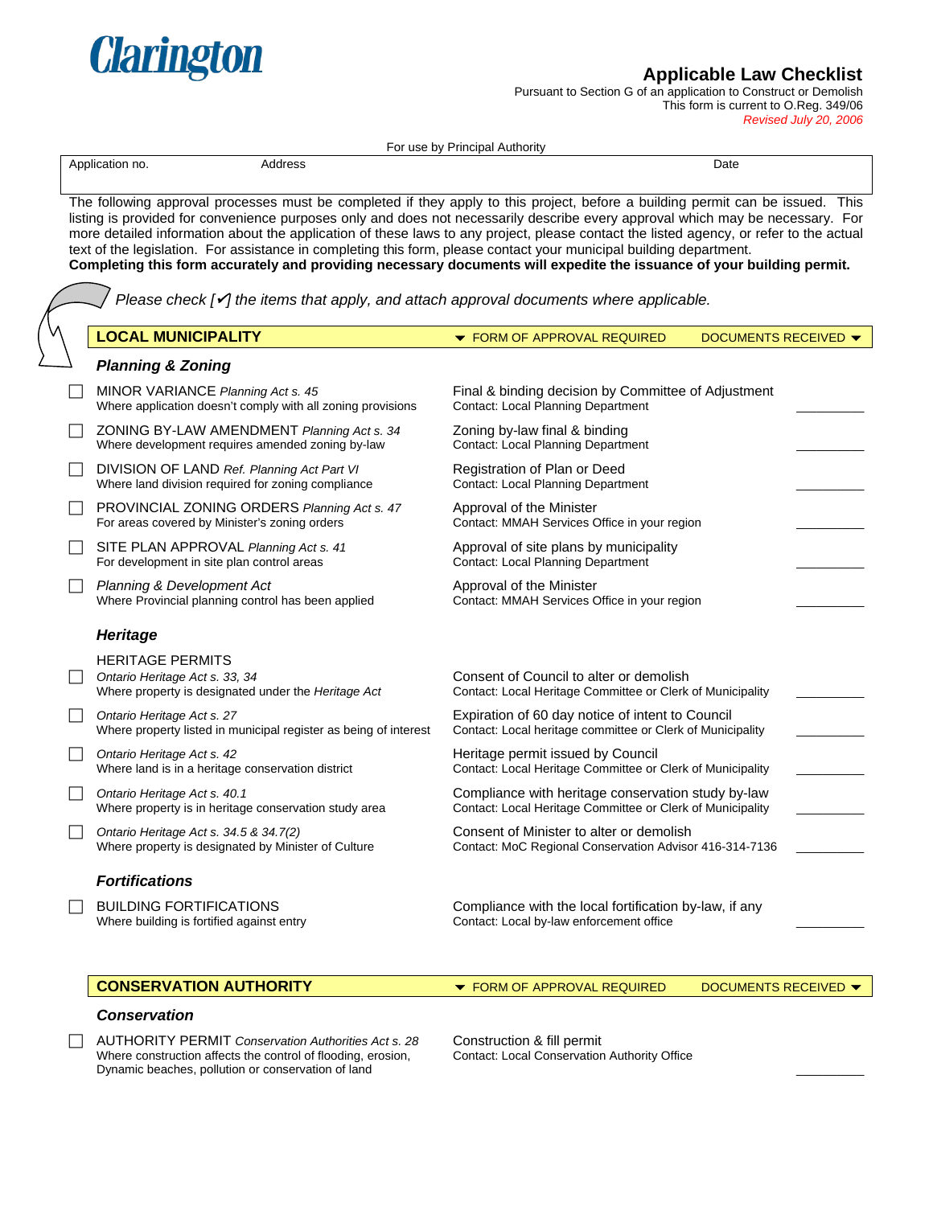Clarington

# Applicable Law Checklist

Pursuant to Section G of an application to Construct or Demolish
This form is current to O.Reg. 349/06
*Revised July 20, 2006*

For use by Principal Authority

| Application no. | Address | Date |
|---|---|---|
| | | |

The following approval processes must be completed if they apply to this project, before a building permit can be issued. This listing is provided for convenience purposes only and does not necessarily describe every approval which may be necessary. For more detailed information about the application of these laws to any project, please contact the listed agency, or refer to the actual text of the legislation. For assistance in completing this form, please contact your municipal building department.
**Completing this form accurately and providing necessary documents will expedite the issuance of your building permit.**

*Please check [✓] the items that apply, and attach approval documents where applicable.*

## LOCAL MUNICIPALITY

| | | FORM OF APPROVAL REQUIRED | DOCUMENTS RECEIVED |
|---|---|---|---|
| | ***Planning & Zoning*** | | |
| ☐ | MINOR VARIANCE *Planning Act s. 45*<br>Where application doesn't comply with all zoning provisions | Final & binding decision by Committee of Adjustment<br>Contact: Local Planning Department | ________ |
| ☐ | ZONING BY-LAW AMENDMENT *Planning Act s. 34*<br>Where development requires amended zoning by-law | Zoning by-law final & binding<br>Contact: Local Planning Department | ________ |
| ☐ | DIVISION OF LAND *Ref. Planning Act Part VI*<br>Where land division required for zoning compliance | Registration of Plan or Deed<br>Contact: Local Planning Department | ________ |
| ☐ | PROVINCIAL ZONING ORDERS *Planning Act s. 47*<br>For areas covered by Minister's zoning orders | Approval of the Minister<br>Contact: MMAH Services Office in your region | ________ |
| ☐ | SITE PLAN APPROVAL *Planning Act s. 41*<br>For development in site plan control areas | Approval of site plans by municipality<br>Contact: Local Planning Department | ________ |
| ☐ | *Planning & Development Act*<br>Where Provincial planning control has been applied | Approval of the Minister<br>Contact: MMAH Services Office in your region | ________ |
| | ***Heritage*** | | |
| ☐ | HERITAGE PERMITS<br>*Ontario Heritage Act s. 33, 34*<br>Where property is designated under the *Heritage Act* | Consent of Council to alter or demolish<br>Contact: Local Heritage Committee or Clerk of Municipality | ________ |
| ☐ | *Ontario Heritage Act s. 27*<br>Where property listed in municipal register as being of interest | Expiration of 60 day notice of intent to Council<br>Contact: Local heritage committee or Clerk of Municipality | ________ |
| ☐ | *Ontario Heritage Act s. 42*<br>Where land is in a heritage conservation district | Heritage permit issued by Council<br>Contact: Local Heritage Committee or Clerk of Municipality | ________ |
| ☐ | *Ontario Heritage Act s. 40.1*<br>Where property is in heritage conservation study area | Compliance with heritage conservation study by-law<br>Contact: Local Heritage Committee or Clerk of Municipality | ________ |
| ☐ | *Ontario Heritage Act s. 34.5 & 34.7(2)*<br>Where property is designated by Minister of Culture | Consent of Minister to alter or demolish<br>Contact: MoC Regional Conservation Advisor 416-314-7136 | ________ |
| | ***Fortifications*** | | |
| ☐ | BUILDING FORTIFICATIONS<br>Where building is fortified against entry | Compliance with the local fortification by-law, if any<br>Contact: Local by-law enforcement office | ________ |

## CONSERVATION AUTHORITY

| | | FORM OF APPROVAL REQUIRED | DOCUMENTS RECEIVED |
|---|---|---|---|
| | ***Conservation*** | | |
| ☐ | AUTHORITY PERMIT *Conservation Authorities Act s. 28*<br>Where construction affects the control of flooding, erosion, Dynamic beaches, pollution or conservation of land | Construction & fill permit<br>Contact: Local Conservation Authority Office | ________ |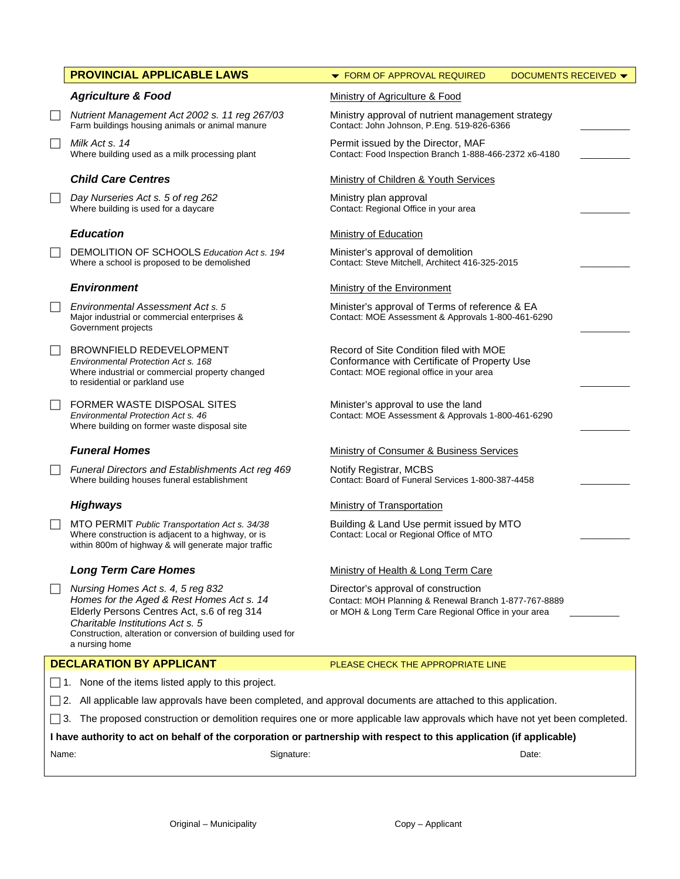## PROVINCIAL APPLICABLE LAWS

| | PROVINCIAL APPLICABLE LAWS | ▼ FORM OF APPROVAL REQUIRED | DOCUMENTS RECEIVED ▼ |
|---|---|---|---|
| | ***Agriculture & Food*** | Ministry of Agriculture & Food | |
| ☐ | *Nutrient Management Act 2002 s. 11 reg 267/03*<br>Farm buildings housing animals or animal manure | Ministry approval of nutrient management strategy<br>Contact: John Johnson, P.Eng. 519-826-6366 | ________ |
| ☐ | *Milk Act s. 14*<br>Where building used as a milk processing plant | Permit issued by the Director, MAF<br>Contact: Food Inspection Branch 1-888-466-2372 x6-4180 | ________ |
| | ***Child Care Centres*** | Ministry of Children & Youth Services | |
| ☐ | *Day Nurseries Act s. 5 of reg 262*<br>Where building is used for a daycare | Ministry plan approval<br>Contact: Regional Office in your area | ________ |
| | ***Education*** | Ministry of Education | |
| ☐ | DEMOLITION OF SCHOOLS *Education Act s. 194*<br>Where a school is proposed to be demolished | Minister's approval of demolition<br>Contact: Steve Mitchell, Architect 416-325-2015 | ________ |
| | ***Environment*** | Ministry of the Environment | |
| ☐ | *Environmental Assessment Act s. 5*<br>Major industrial or commercial enterprises & Government projects | Minister's approval of Terms of reference & EA<br>Contact: MOE Assessment & Approvals 1-800-461-6290 | ________ |
| ☐ | BROWNFIELD REDEVELOPMENT<br>*Environmental Protection Act s. 168*<br>Where industrial or commercial property changed to residential or parkland use | Record of Site Condition filed with MOE<br>Conformance with Certificate of Property Use<br>Contact: MOE regional office in your area | ________ |
| ☐ | FORMER WASTE DISPOSAL SITES<br>*Environmental Protection Act s. 46*<br>Where building on former waste disposal site | Minister's approval to use the land<br>Contact: MOE Assessment & Approvals 1-800-461-6290 | ________ |
| | ***Funeral Homes*** | Ministry of Consumer & Business Services | |
| ☐ | *Funeral Directors and Establishments Act reg 469*<br>Where building houses funeral establishment | Notify Registrar, MCBS<br>Contact: Board of Funeral Services 1-800-387-4458 | ________ |
| | ***Highways*** | Ministry of Transportation | |
| ☐ | MTO PERMIT *Public Transportation Act s. 34/38*<br>Where construction is adjacent to a highway, or is within 800m of highway & will generate major traffic | Building & Land Use permit issued by MTO<br>Contact: Local or Regional Office of MTO | ________ |
| | ***Long Term Care Homes*** | Ministry of Health & Long Term Care | |
| ☐ | *Nursing Homes Act s. 4, 5 reg 832*<br>*Homes for the Aged & Rest Homes Act s. 14*<br>Elderly Persons Centres Act, s.6 of reg 314<br>*Charitable Institutions Act s. 5*<br>Construction, alteration or conversion of building used for a nursing home | Director's approval of construction<br>Contact: MOH Planning & Renewal Branch 1-877-767-8889<br>or MOH & Long Term Care Regional Office in your area | ________ |

## DECLARATION BY APPLICANT

PLEASE CHECK THE APPROPRIATE LINE

☐ 1. None of the items listed apply to this project.

☐ 2. All applicable law approvals have been completed, and approval documents are attached to this application.

☐ 3. The proposed construction or demolition requires one or more applicable law approvals which have not yet been completed.

**I have authority to act on behalf of the corporation or partnership with respect to this application (if applicable)**

Name: Signature: Date:

Original – Municipality Copy – Applicant